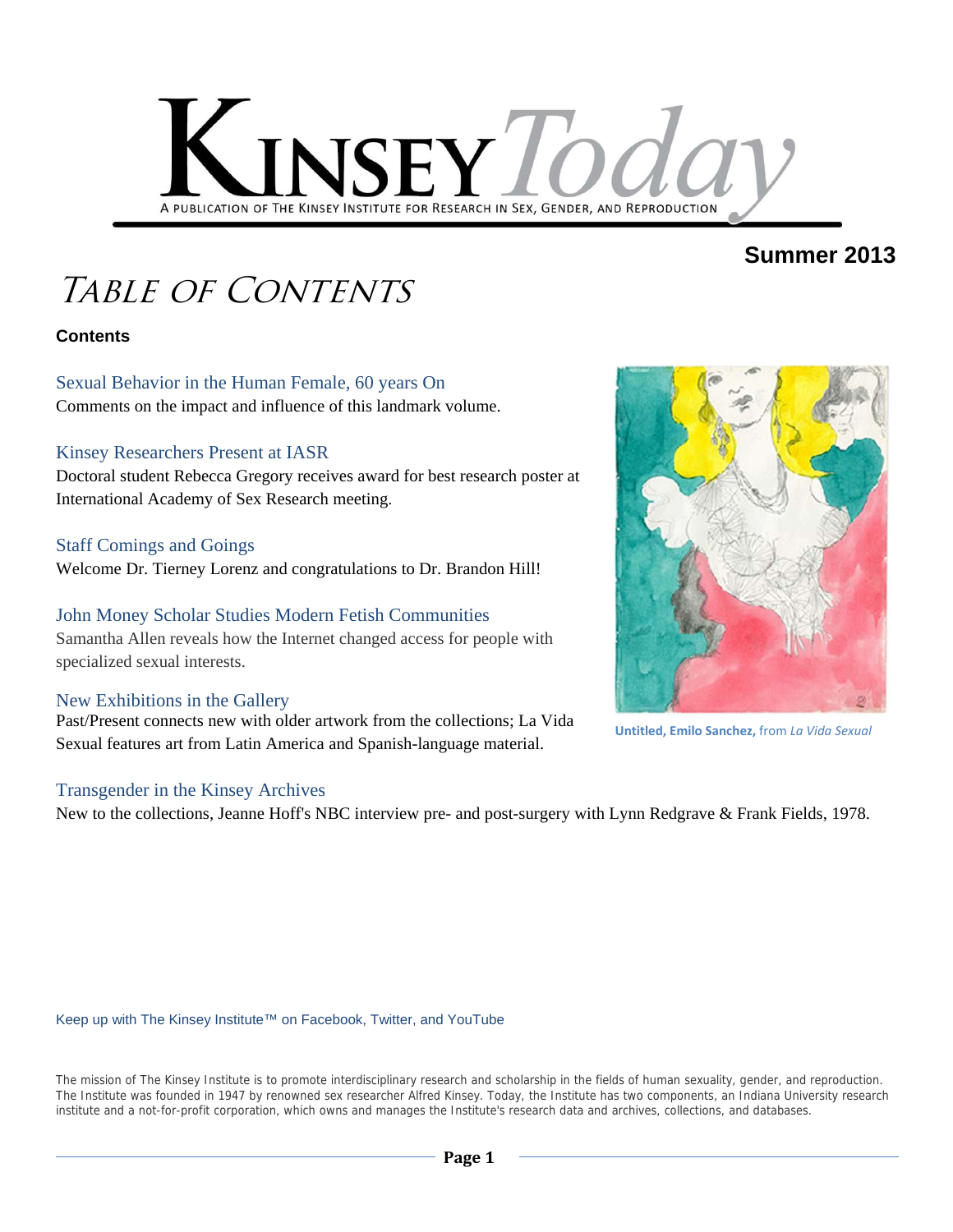# Kinsey Today

A PUBLICATION OF THE KINSEY INSTITUTE FOR RESEARCH IN SEX, GENDER, AND REPRODUCTION

**Summer 2013**

## Table of Contents

**Contents**

Sexual Behavior in the Human Female, 60 years On
Comments on the impact and influence of this landmark volume.

Kinsey Researchers Present at IASR
Doctoral student Rebecca Gregory receives award for best research poster at International Academy of Sex Research meeting.

Staff Comings and Goings
Welcome Dr. Tierney Lorenz and congratulations to Dr. Brandon Hill!

John Money Scholar Studies Modern Fetish Communities
Samantha Allen reveals how the Internet changed access for people with specialized sexual interests.

New Exhibitions in the Gallery
Past/Present connects new with older artwork from the collections; La Vida Sexual features art from Latin America and Spanish-language material.

**Untitled, Emilo Sanchez,** from *La Vida Sexual*

Transgender in the Kinsey Archives
New to the collections, Jeanne Hoff's NBC interview pre- and post-surgery with Lynn Redgrave & Frank Fields, 1978.

Keep up with The Kinsey Institute™ on Facebook, Twitter, and YouTube

The mission of The Kinsey Institute is to promote interdisciplinary research and scholarship in the fields of human sexuality, gender, and reproduction. The Institute was founded in 1947 by renowned sex researcher Alfred Kinsey. Today, the Institute has two components, an Indiana University research institute and a not-for-profit corporation, which owns and manages the Institute's research data and archives, collections, and databases.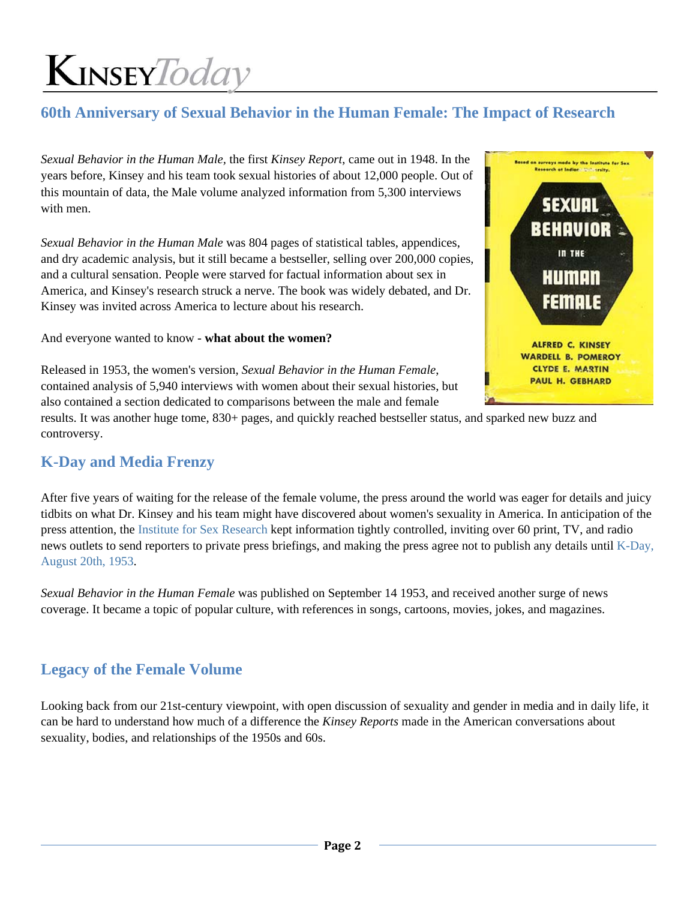## 60th Anniversary of Sexual Behavior in the Human Female: The Impact of Research

*Sexual Behavior in the Human Male*, the first *Kinsey Report*, came out in 1948. In the years before, Kinsey and his team took sexual histories of about 12,000 people. Out of this mountain of data, the Male volume analyzed information from 5,300 interviews with men.

*Sexual Behavior in the Human Male* was 804 pages of statistical tables, appendices, and dry academic analysis, but it still became a bestseller, selling over 200,000 copies, and a cultural sensation. People were starved for factual information about sex in America, and Kinsey's research struck a nerve. The book was widely debated, and Dr. Kinsey was invited across America to lecture about his research.

And everyone wanted to know - **what about the women?**

Released in 1953, the women's version, *Sexual Behavior in the Human Female*, contained analysis of 5,940 interviews with women about their sexual histories, but also contained a section dedicated to comparisons between the male and female results. It was another huge tome, 830+ pages, and quickly reached bestseller status, and sparked new buzz and controversy.

## K-Day and Media Frenzy

After five years of waiting for the release of the female volume, the press around the world was eager for details and juicy tidbits on what Dr. Kinsey and his team might have discovered about women's sexuality in America. In anticipation of the press attention, the Institute for Sex Research kept information tightly controlled, inviting over 60 print, TV, and radio news outlets to send reporters to private press briefings, and making the press agree not to publish any details until K-Day, August 20th, 1953.

*Sexual Behavior in the Human Female* was published on September 14 1953, and received another surge of news coverage. It became a topic of popular culture, with references in songs, cartoons, movies, jokes, and magazines.

## Legacy of the Female Volume

Looking back from our 21st-century viewpoint, with open discussion of sexuality and gender in media and in daily life, it can be hard to understand how much of a difference the *Kinsey Reports* made in the American conversations about sexuality, bodies, and relationships of the 1950s and 60s.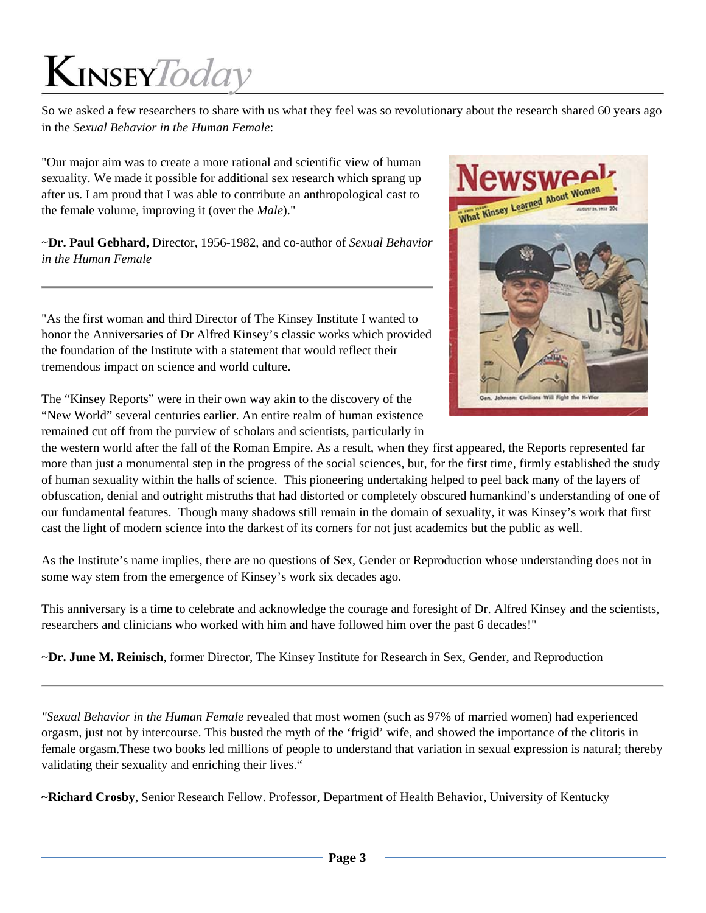So we asked a few researchers to share with us what they feel was so revolutionary about the research shared 60 years ago in the *Sexual Behavior in the Human Female*:

"Our major aim was to create a more rational and scientific view of human sexuality. We made it possible for additional sex research which sprang up after us. I am proud that I was able to contribute an anthropological cast to the female volume, improving it (over the *Male*)."

~**Dr. Paul Gebhard,** Director, 1956-1982, and co-author of *Sexual Behavior in the Human Female*

---

"As the first woman and third Director of The Kinsey Institute I wanted to honor the Anniversaries of Dr Alfred Kinsey's classic works which provided the foundation of the Institute with a statement that would reflect their tremendous impact on science and world culture.

The "Kinsey Reports" were in their own way akin to the discovery of the "New World" several centuries earlier. An entire realm of human existence remained cut off from the purview of scholars and scientists, particularly in the western world after the fall of the Roman Empire. As a result, when they first appeared, the Reports represented far more than just a monumental step in the progress of the social sciences, but, for the first time, firmly established the study of human sexuality within the halls of science. This pioneering undertaking helped to peel back many of the layers of obfuscation, denial and outright mistruths that had distorted or completely obscured humankind's understanding of one of our fundamental features. Though many shadows still remain in the domain of sexuality, it was Kinsey's work that first cast the light of modern science into the darkest of its corners for not just academics but the public as well.

As the Institute's name implies, there are no questions of Sex, Gender or Reproduction whose understanding does not in some way stem from the emergence of Kinsey's work six decades ago.

This anniversary is a time to celebrate and acknowledge the courage and foresight of Dr. Alfred Kinsey and the scientists, researchers and clinicians who worked with him and have followed him over the past 6 decades!"

~**Dr. June M. Reinisch**, former Director, The Kinsey Institute for Research in Sex, Gender, and Reproduction

---

"*Sexual Behavior in the Human Female* revealed that most women (such as 97% of married women) had experienced orgasm, just not by intercourse. This busted the myth of the 'frigid' wife, and showed the importance of the clitoris in female orgasm.These two books led millions of people to understand that variation in sexual expression is natural; thereby validating their sexuality and enriching their lives."

**~Richard Crosby**, Senior Research Fellow. Professor, Department of Health Behavior, University of Kentucky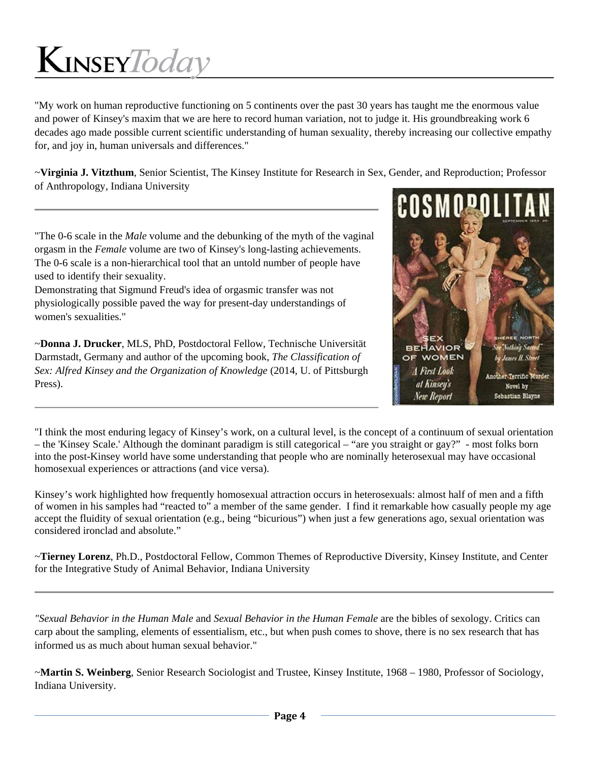"My work on human reproductive functioning on 5 continents over the past 30 years has taught me the enormous value and power of Kinsey's maxim that we are here to record human variation, not to judge it. His groundbreaking work 6 decades ago made possible current scientific understanding of human sexuality, thereby increasing our collective empathy for, and joy in, human universals and differences."

~**Virginia J. Vitzthum**, Senior Scientist, The Kinsey Institute for Research in Sex, Gender, and Reproduction; Professor of Anthropology, Indiana University

---

"The 0-6 scale in the *Male* volume and the debunking of the myth of the vaginal orgasm in the *Female* volume are two of Kinsey's long-lasting achievements. The 0-6 scale is a non-hierarchical tool that an untold number of people have used to identify their sexuality.
Demonstrating that Sigmund Freud's idea of orgasmic transfer was not physiologically possible paved the way for present-day understandings of women's sexualities."

~**Donna J. Drucker**, MLS, PhD, Postdoctoral Fellow, Technische Universität Darmstadt, Germany and author of the upcoming book, *The Classification of Sex: Alfred Kinsey and the Organization of Knowledge* (2014, U. of Pittsburgh Press).

---

"I think the most enduring legacy of Kinsey's work, on a cultural level, is the concept of a continuum of sexual orientation – the 'Kinsey Scale.' Although the dominant paradigm is still categorical – "are you straight or gay?" - most folks born into the post-Kinsey world have some understanding that people who are nominally heterosexual may have occasional homosexual experiences or attractions (and vice versa).

Kinsey's work highlighted how frequently homosexual attraction occurs in heterosexuals: almost half of men and a fifth of women in his samples had "reacted to" a member of the same gender. I find it remarkable how casually people my age accept the fluidity of sexual orientation (e.g., being "bicurious") when just a few generations ago, sexual orientation was considered ironclad and absolute."

~**Tierney Lorenz**, Ph.D., Postdoctoral Fellow, Common Themes of Reproductive Diversity, Kinsey Institute, and Center for the Integrative Study of Animal Behavior, Indiana University

---

"*Sexual Behavior in the Human Male* and *Sexual Behavior in the Human Female* are the bibles of sexology. Critics can carp about the sampling, elements of essentialism, etc., but when push comes to shove, there is no sex research that has informed us as much about human sexual behavior."

~**Martin S. Weinberg**, Senior Research Sociologist and Trustee, Kinsey Institute, 1968 – 1980, Professor of Sociology, Indiana University.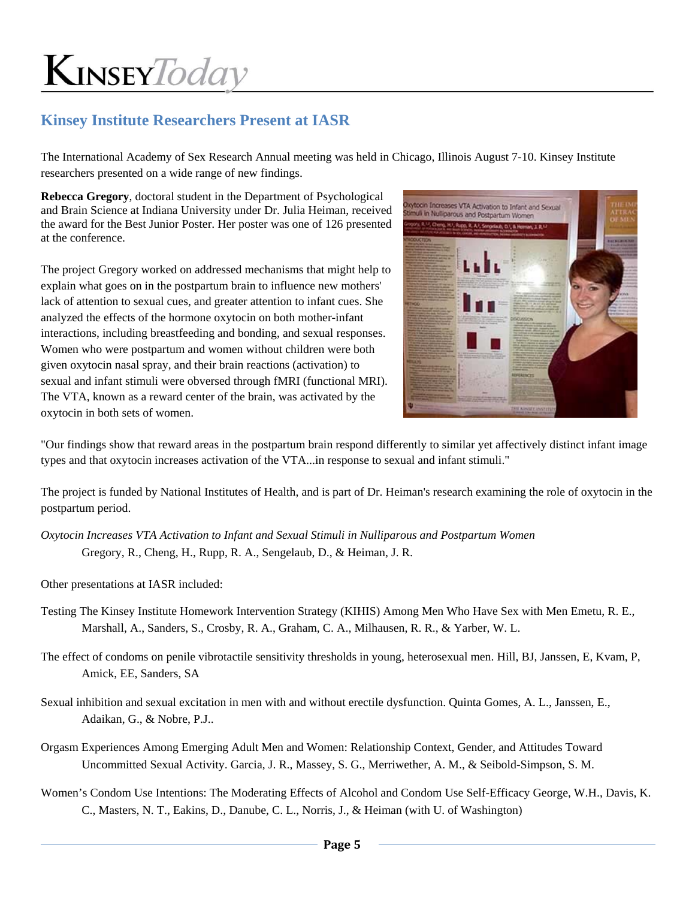## Kinsey Institute Researchers Present at IASR

The International Academy of Sex Research Annual meeting was held in Chicago, Illinois August 7-10. Kinsey Institute researchers presented on a wide range of new findings.

**Rebecca Gregory**, doctoral student in the Department of Psychological and Brain Science at Indiana University under Dr. Julia Heiman, received the award for the Best Junior Poster. Her poster was one of 126 presented at the conference.

The project Gregory worked on addressed mechanisms that might help to explain what goes on in the postpartum brain to influence new mothers' lack of attention to sexual cues, and greater attention to infant cues. She analyzed the effects of the hormone oxytocin on both mother-infant interactions, including breastfeeding and bonding, and sexual responses. Women who were postpartum and women without children were both given oxytocin nasal spray, and their brain reactions (activation) to sexual and infant stimuli were obversed through fMRI (functional MRI). The VTA, known as a reward center of the brain, was activated by the oxytocin in both sets of women.

"Our findings show that reward areas in the postpartum brain respond differently to similar yet affectively distinct infant image types and that oxytocin increases activation of the VTA...in response to sexual and infant stimuli."

The project is funded by National Institutes of Health, and is part of Dr. Heiman's research examining the role of oxytocin in the postpartum period.

*Oxytocin Increases VTA Activation to Infant and Sexual Stimuli in Nulliparous and Postpartum Women*
Gregory, R., Cheng, H., Rupp, R. A., Sengelaub, D., & Heiman, J. R.

Other presentations at IASR included:

Testing The Kinsey Institute Homework Intervention Strategy (KIHIS) Among Men Who Have Sex with Men Emetu, R. E., Marshall, A., Sanders, S., Crosby, R. A., Graham, C. A., Milhausen, R. R., & Yarber, W. L.

The effect of condoms on penile vibrotactile sensitivity thresholds in young, heterosexual men. Hill, BJ, Janssen, E, Kvam, P, Amick, EE, Sanders, SA

Sexual inhibition and sexual excitation in men with and without erectile dysfunction. Quinta Gomes, A. L., Janssen, E., Adaikan, G., & Nobre, P.J..

Orgasm Experiences Among Emerging Adult Men and Women: Relationship Context, Gender, and Attitudes Toward Uncommitted Sexual Activity. Garcia, J. R., Massey, S. G., Merriwether, A. M., & Seibold-Simpson, S. M.

Women's Condom Use Intentions: The Moderating Effects of Alcohol and Condom Use Self-Efficacy George, W.H., Davis, K. C., Masters, N. T., Eakins, D., Danube, C. L., Norris, J., & Heiman (with U. of Washington)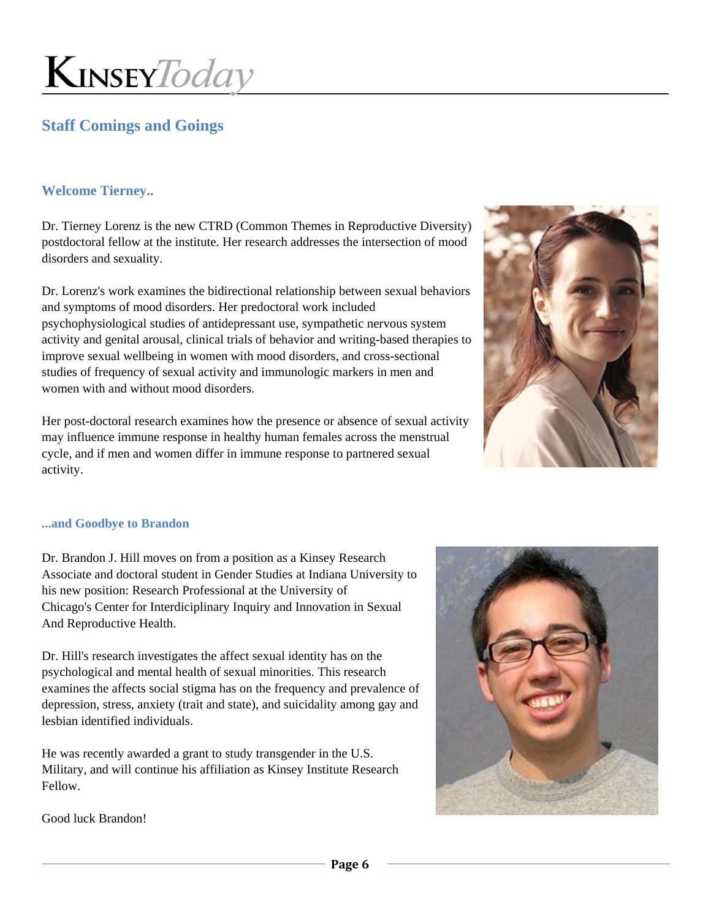## Staff Comings and Goings

### Welcome Tierney..

Dr. Tierney Lorenz is the new CTRD (Common Themes in Reproductive Diversity) postdoctoral fellow at the institute. Her research addresses the intersection of mood disorders and sexuality.

Dr. Lorenz's work examines the bidirectional relationship between sexual behaviors and symptoms of mood disorders. Her predoctoral work included psychophysiological studies of antidepressant use, sympathetic nervous system activity and genital arousal, clinical trials of behavior and writing-based therapies to improve sexual wellbeing in women with mood disorders, and cross-sectional studies of frequency of sexual activity and immunologic markers in men and women with and without mood disorders.

Her post-doctoral research examines how the presence or absence of sexual activity may influence immune response in healthy human females across the menstrual cycle, and if men and women differ in immune response to partnered sexual activity.

### ...and Goodbye to Brandon

Dr. Brandon J. Hill moves on from a position as a Kinsey Research Associate and doctoral student in Gender Studies at Indiana University to his new position: Research Professional at the University of Chicago's Center for Interdiciplinary Inquiry and Innovation in Sexual And Reproductive Health.

Dr. Hill's research investigates the affect sexual identity has on the psychological and mental health of sexual minorities. This research examines the affects social stigma has on the frequency and prevalence of depression, stress, anxiety (trait and state), and suicidality among gay and lesbian identified individuals.

He was recently awarded a grant to study transgender in the U.S. Military, and will continue his affiliation as Kinsey Institute Research Fellow.

Good luck Brandon!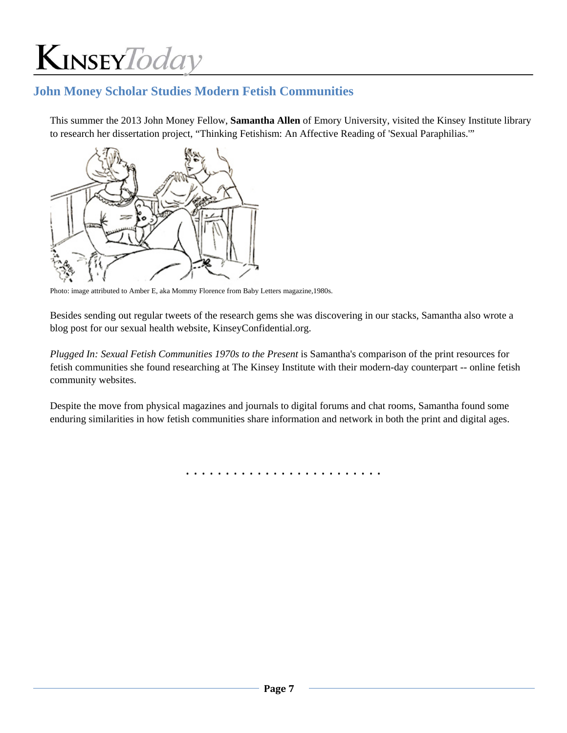## John Money Scholar Studies Modern Fetish Communities

This summer the 2013 John Money Fellow, **Samantha Allen** of Emory University, visited the Kinsey Institute library to research her dissertation project, "Thinking Fetishism: An Affective Reading of 'Sexual Paraphilias.'"

Photo: image attributed to Amber E, aka Mommy Florence from Baby Letters magazine,1980s.

Besides sending out regular tweets of the research gems she was discovering in our stacks, Samantha also wrote a blog post for our sexual health website, KinseyConfidential.org.

*Plugged In: Sexual Fetish Communities 1970s to the Present* is Samantha's comparison of the print resources for fetish communities she found researching at The Kinsey Institute with their modern-day counterpart -- online fetish community websites.

Despite the move from physical magazines and journals to digital forums and chat rooms, Samantha found some enduring similarities in how fetish communities share information and network in both the print and digital ages.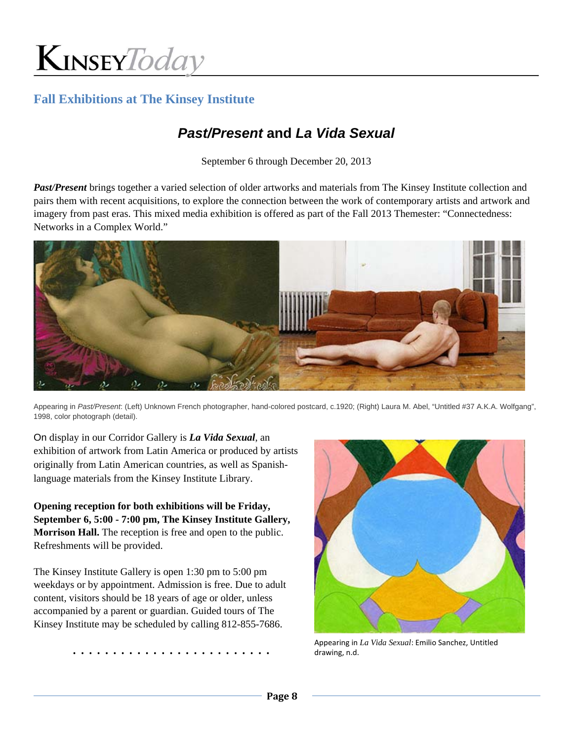## Fall Exhibitions at The Kinsey Institute

### ***Past/Present*** **and** ***La Vida Sexual***

September 6 through December 20, 2013

***Past/Present*** brings together a varied selection of older artworks and materials from The Kinsey Institute collection and pairs them with recent acquisitions, to explore the connection between the work of contemporary artists and artwork and imagery from past eras. This mixed media exhibition is offered as part of the Fall 2013 Themester: "Connectedness: Networks in a Complex World."

Appearing in *Past/Present*: (Left) Unknown French photographer, hand-colored postcard, c.1920; (Right) Laura M. Abel, "Untitled #37 A.K.A. Wolfgang", 1998, color photograph (detail).

On display in our Corridor Gallery is ***La Vida Sexual***, an exhibition of artwork from Latin America or produced by artists originally from Latin American countries, as well as Spanish-language materials from the Kinsey Institute Library.

**Opening reception for both exhibitions will be Friday, September 6, 5:00 - 7:00 pm, The Kinsey Institute Gallery, Morrison Hall.** The reception is free and open to the public. Refreshments will be provided.

The Kinsey Institute Gallery is open 1:30 pm to 5:00 pm weekdays or by appointment. Admission is free. Due to adult content, visitors should be 18 years of age or older, unless accompanied by a parent or guardian. Guided tours of The Kinsey Institute may be scheduled by calling 812-855-7686.

Appearing in *La Vida Sexual*: Emilio Sanchez, Untitled drawing, n.d.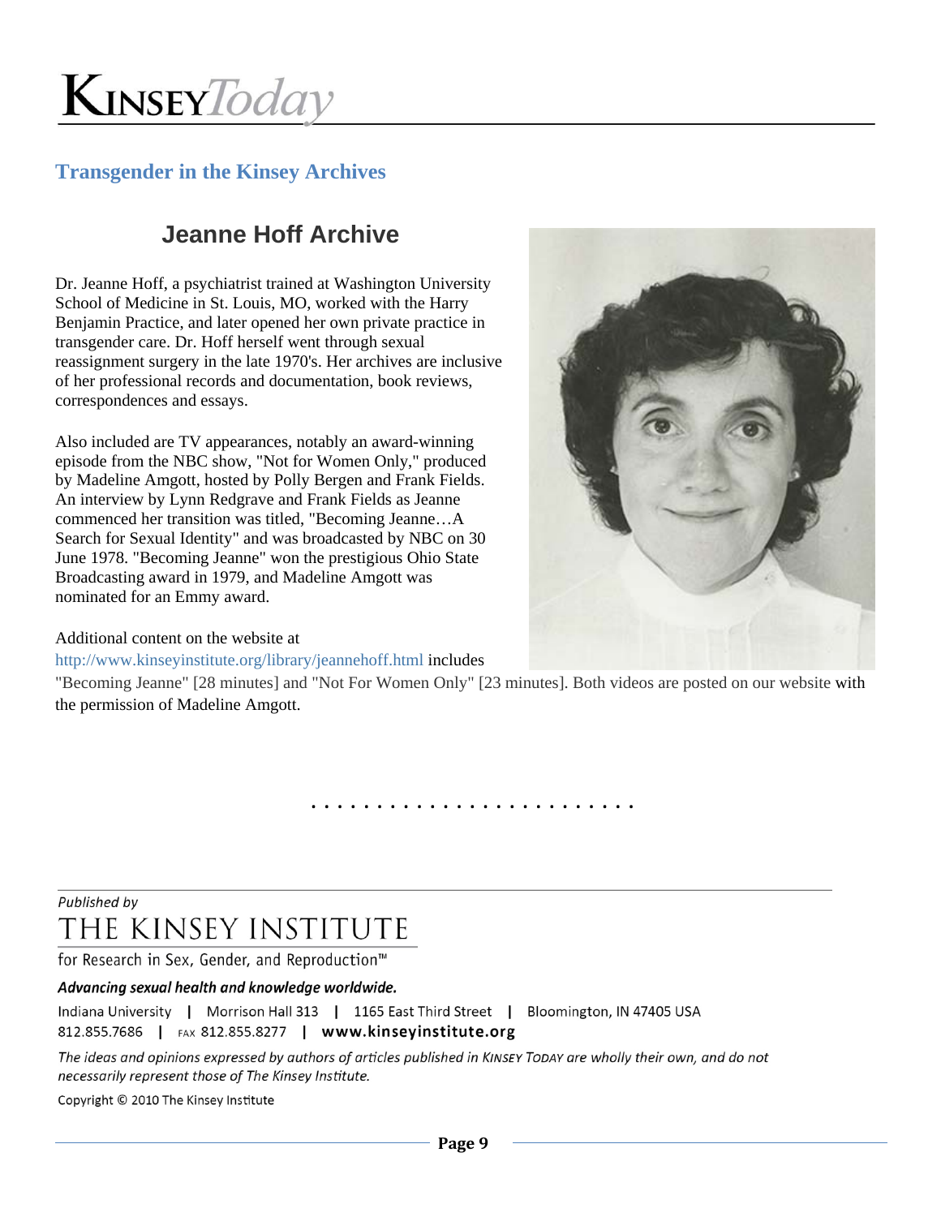## Transgender in the Kinsey Archives

### Jeanne Hoff Archive

Dr. Jeanne Hoff, a psychiatrist trained at Washington University School of Medicine in St. Louis, MO, worked with the Harry Benjamin Practice, and later opened her own private practice in transgender care. Dr. Hoff herself went through sexual reassignment surgery in the late 1970's. Her archives are inclusive of her professional records and documentation, book reviews, correspondences and essays.

Also included are TV appearances, notably an award-winning episode from the NBC show, "Not for Women Only," produced by Madeline Amgott, hosted by Polly Bergen and Frank Fields. An interview by Lynn Redgrave and Frank Fields as Jeanne commenced her transition was titled, "Becoming Jeanne…A Search for Sexual Identity" and was broadcasted by NBC on 30 June 1978. "Becoming Jeanne" won the prestigious Ohio State Broadcasting award in 1979, and Madeline Amgott was nominated for an Emmy award.

Additional content on the website at http://www.kinseyinstitute.org/library/jeannehoff.html includes "Becoming Jeanne" [28 minutes] and "Not For Women Only" [23 minutes]. Both videos are posted on our website with the permission of Madeline Amgott.

. . . . . . . . . . . . . . . . . . . . . . . . .

*Published by*

THE KINSEY INSTITUTE

for Research in Sex, Gender, and Reproduction™

***Advancing sexual health and knowledge worldwide.***

Indiana University | Morrison Hall 313 | 1165 East Third Street | Bloomington, IN 47405 USA

812.855.7686 | FAX 812.855.8277 | **www.kinseyinstitute.org**

*The ideas and opinions expressed by authors of articles published in KINSEY TODAY are wholly their own, and do not necessarily represent those of The Kinsey Institute.*

Copyright © 2010 The Kinsey Institute